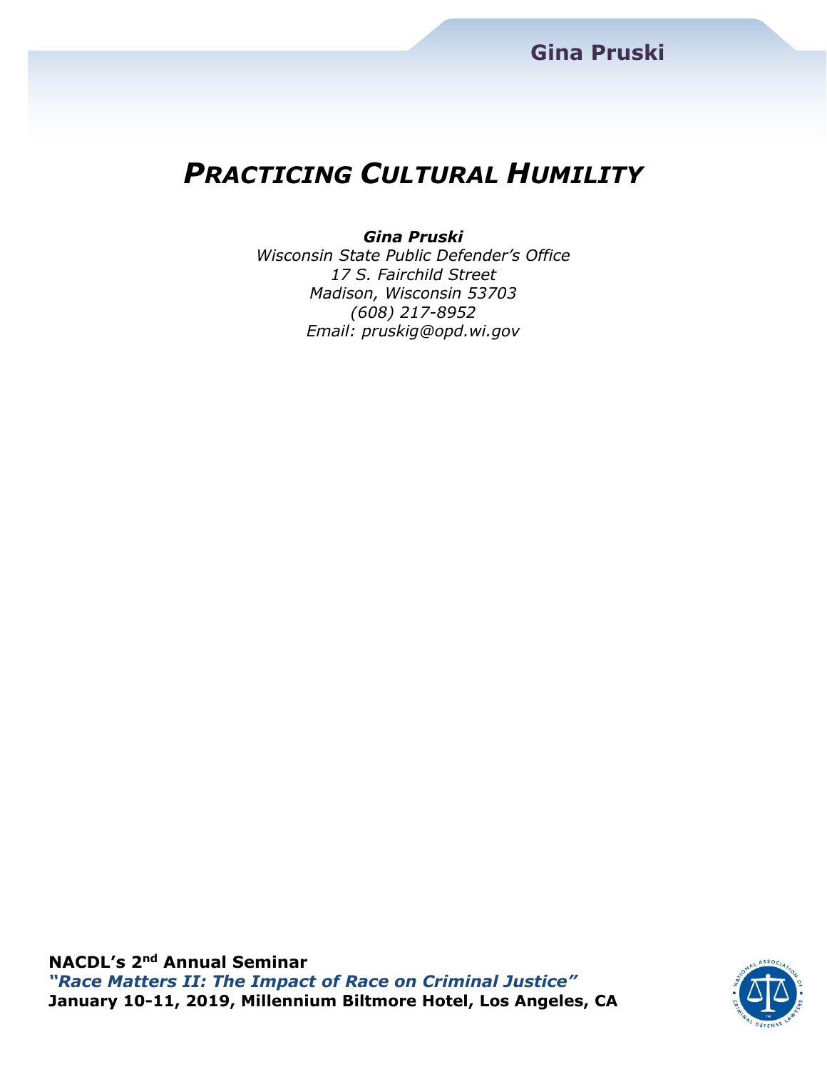# *PRACTICING CULTURAL HUMILITY*

***Gina Pruski***
*Wisconsin State Public Defender's Office*
*17 S. Fairchild Street*
*Madison, Wisconsin 53703*
*(608) 217-8952*
*Email: pruskig@opd.wi.gov*

**NACDL's 2nd Annual Seminar**
***"Race Matters II: The Impact of Race on Criminal Justice"***
**January 10-11, 2019, Millennium Biltmore Hotel, Los Angeles, CA**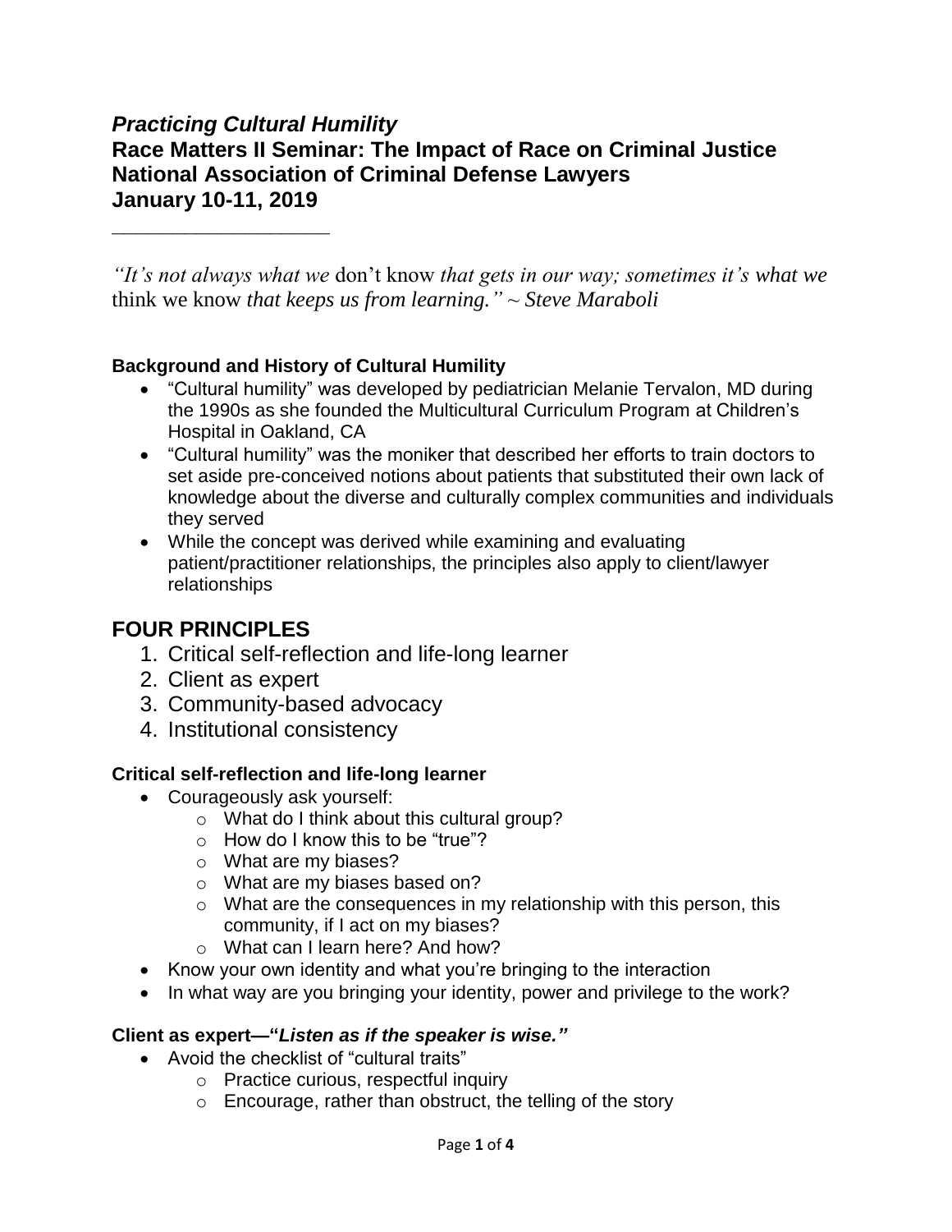# *Practicing Cultural Humility*

## Race Matters II Seminar: The Impact of Race on Criminal Justice
## National Association of Criminal Defense Lawyers
## January 10-11, 2019

---

*"It's not always what we* don't know *that gets in our way; sometimes it's what we* think we know *that keeps us from learning." ~ Steve Maraboli*

**Background and History of Cultural Humility**

- "Cultural humility" was developed by pediatrician Melanie Tervalon, MD during the 1990s as she founded the Multicultural Curriculum Program at Children's Hospital in Oakland, CA
- "Cultural humility" was the moniker that described her efforts to train doctors to set aside pre-conceived notions about patients that substituted their own lack of knowledge about the diverse and culturally complex communities and individuals they served
- While the concept was derived while examining and evaluating patient/practitioner relationships, the principles also apply to client/lawyer relationships

## FOUR PRINCIPLES

1. Critical self-reflection and life-long learner
2. Client as expert
3. Community-based advocacy
4. Institutional consistency

**Critical self-reflection and life-long learner**

- Courageously ask yourself:
  - What do I think about this cultural group?
  - How do I know this to be "true"?
  - What are my biases?
  - What are my biases based on?
  - What are the consequences in my relationship with this person, this community, if I act on my biases?
  - What can I learn here? And how?
- Know your own identity and what you're bringing to the interaction
- In what way are you bringing your identity, power and privilege to the work?

**Client as expert—"*Listen as if the speaker is wise.*"**

- Avoid the checklist of "cultural traits"
  - Practice curious, respectful inquiry
  - Encourage, rather than obstruct, the telling of the story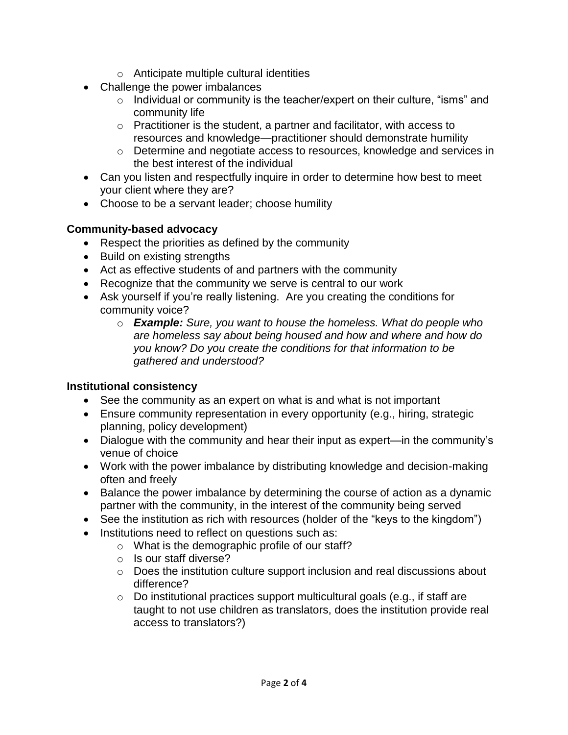- Anticipate multiple cultural identities
- Challenge the power imbalances
    - Individual or community is the teacher/expert on their culture, "isms" and community life
    - Practitioner is the student, a partner and facilitator, with access to resources and knowledge—practitioner should demonstrate humility
    - Determine and negotiate access to resources, knowledge and services in the best interest of the individual
- Can you listen and respectfully inquire in order to determine how best to meet your client where they are?
- Choose to be a servant leader; choose humility

**Community-based advocacy**

- Respect the priorities as defined by the community
- Build on existing strengths
- Act as effective students of and partners with the community
- Recognize that the community we serve is central to our work
- Ask yourself if you're really listening. Are you creating the conditions for community voice?
    - ***Example:*** *Sure, you want to house the homeless. What do people who are homeless say about being housed and how and where and how do you know? Do you create the conditions for that information to be gathered and understood?*

**Institutional consistency**

- See the community as an expert on what is and what is not important
- Ensure community representation in every opportunity (e.g., hiring, strategic planning, policy development)
- Dialogue with the community and hear their input as expert—in the community's venue of choice
- Work with the power imbalance by distributing knowledge and decision-making often and freely
- Balance the power imbalance by determining the course of action as a dynamic partner with the community, in the interest of the community being served
- See the institution as rich with resources (holder of the "keys to the kingdom")
- Institutions need to reflect on questions such as:
    - What is the demographic profile of our staff?
    - Is our staff diverse?
    - Does the institution culture support inclusion and real discussions about difference?
    - Do institutional practices support multicultural goals (e.g., if staff are taught to not use children as translators, does the institution provide real access to translators?)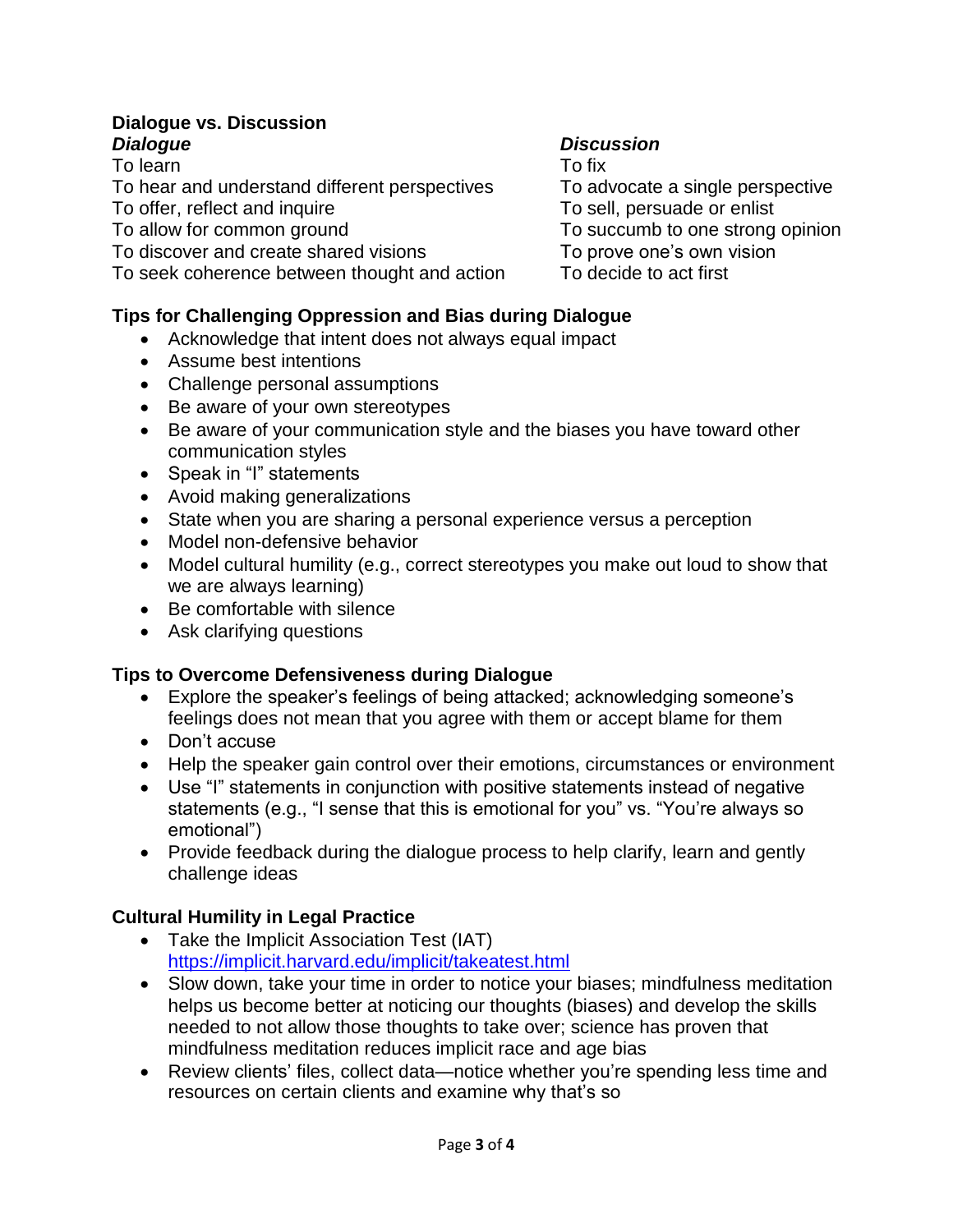**Dialogue vs. Discussion**

| *Dialogue* | *Discussion* |
| --- | --- |
| To learn | To fix |
| To hear and understand different perspectives | To advocate a single perspective |
| To offer, reflect and inquire | To sell, persuade or enlist |
| To allow for common ground | To succumb to one strong opinion |
| To discover and create shared visions | To prove one's own vision |
| To seek coherence between thought and action | To decide to act first |

**Tips for Challenging Oppression and Bias during Dialogue**

- Acknowledge that intent does not always equal impact
- Assume best intentions
- Challenge personal assumptions
- Be aware of your own stereotypes
- Be aware of your communication style and the biases you have toward other communication styles
- Speak in "I" statements
- Avoid making generalizations
- State when you are sharing a personal experience versus a perception
- Model non-defensive behavior
- Model cultural humility (e.g., correct stereotypes you make out loud to show that we are always learning)
- Be comfortable with silence
- Ask clarifying questions

**Tips to Overcome Defensiveness during Dialogue**

- Explore the speaker's feelings of being attacked; acknowledging someone's feelings does not mean that you agree with them or accept blame for them
- Don't accuse
- Help the speaker gain control over their emotions, circumstances or environment
- Use "I" statements in conjunction with positive statements instead of negative statements (e.g., "I sense that this is emotional for you" vs. "You're always so emotional")
- Provide feedback during the dialogue process to help clarify, learn and gently challenge ideas

**Cultural Humility in Legal Practice**

- Take the Implicit Association Test (IAT) https://implicit.harvard.edu/implicit/takeatest.html
- Slow down, take your time in order to notice your biases; mindfulness meditation helps us become better at noticing our thoughts (biases) and develop the skills needed to not allow those thoughts to take over; science has proven that mindfulness meditation reduces implicit race and age bias
- Review clients' files, collect data—notice whether you're spending less time and resources on certain clients and examine why that's so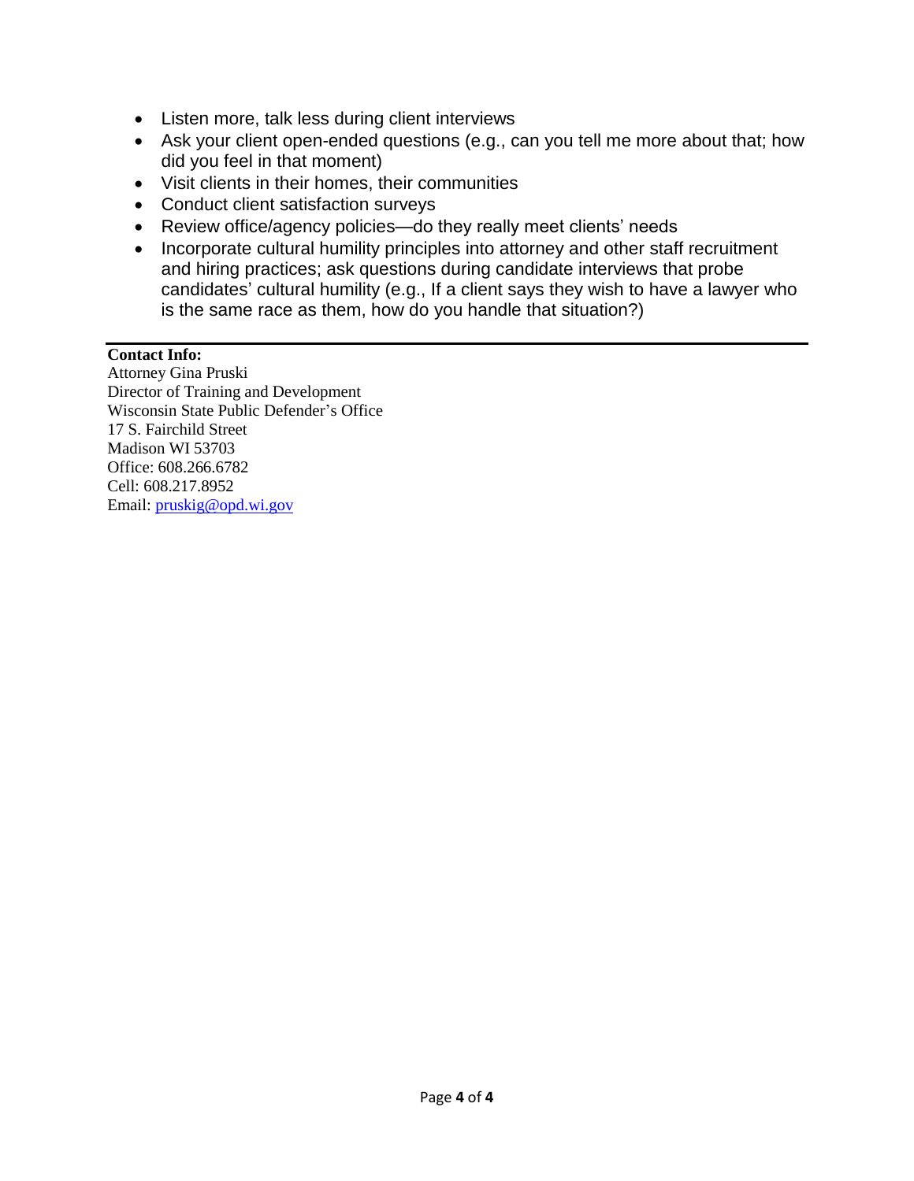- Listen more, talk less during client interviews
- Ask your client open-ended questions (e.g., can you tell me more about that; how did you feel in that moment)
- Visit clients in their homes, their communities
- Conduct client satisfaction surveys
- Review office/agency policies—do they really meet clients' needs
- Incorporate cultural humility principles into attorney and other staff recruitment and hiring practices; ask questions during candidate interviews that probe candidates' cultural humility (e.g., If a client says they wish to have a lawyer who is the same race as them, how do you handle that situation?)

---

**Contact Info:**
Attorney Gina Pruski
Director of Training and Development
Wisconsin State Public Defender's Office
17 S. Fairchild Street
Madison WI 53703
Office: 608.266.6782
Cell: 608.217.8952
Email: pruskig@opd.wi.gov